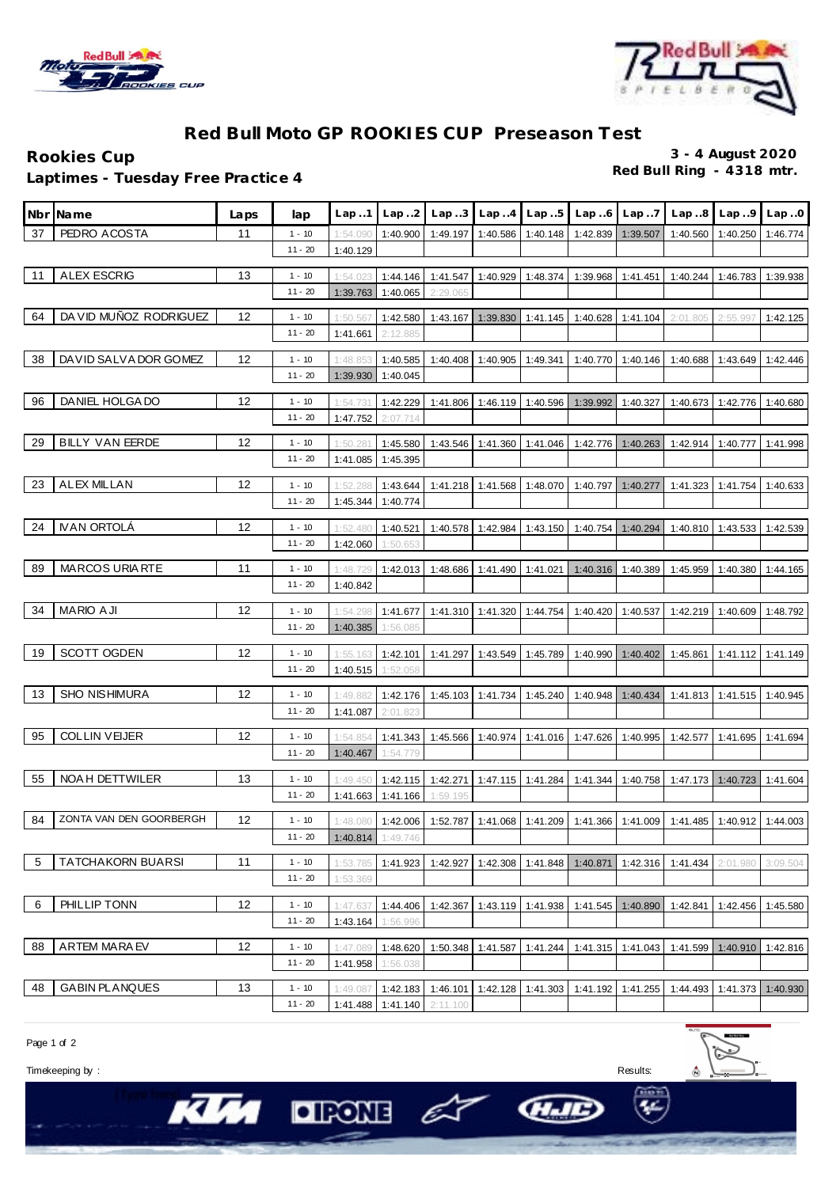# Red Bull Moto GP ROOKIES CUP Preseason Test

**Rookies Cup**

**Laptimes - Tuesday Free Practice 4**

**3 - 4 August 2020**

**Red Bull Ring - 4318 mtr.**

| Nbr | Name | Laps | lap | Lap..1 | Lap..2 | Lap..3 | Lap..4 | Lap..5 | Lap..6 | Lap..7 | Lap..8 | Lap..9 | Lap..0 |
|---|---|---|---|---|---|---|---|---|---|---|---|---|---|
| 37 | PEDRO ACOSTA | 11 | 1 - 10 | 1:54.090 | 1:40.900 | 1:49.197 | 1:40.586 | 1:40.148 | 1:42.839 | 1:39.507 | 1:40.560 | 1:40.250 | 1:46.774 |
| | | | 11 - 20 | 1:40.129 | | | | | | | | | |
| 11 | ALEX ESCRIG | 13 | 1 - 10 | 1:54.023 | 1:44.146 | 1:41.547 | 1:40.929 | 1:48.374 | 1:39.968 | 1:41.451 | 1:40.244 | 1:46.783 | 1:39.938 |
| | | | 11 - 20 | 1:39.763 | 1:40.065 | 2:29.065 | | | | | | | |
| 64 | DAVID MUÑOZ RODRIGUEZ | 12 | 1 - 10 | 1:50.567 | 1:42.580 | 1:43.167 | 1:39.830 | 1:41.145 | 1:40.628 | 1:41.104 | 2:01.805 | 2:55.997 | 1:42.125 |
| | | | 11 - 20 | 1:41.661 | 2:12.885 | | | | | | | | |
| 38 | DAVID SALVADOR GOMEZ | 12 | 1 - 10 | 1:48.853 | 1:40.585 | 1:40.408 | 1:40.905 | 1:49.341 | 1:40.770 | 1:40.146 | 1:40.688 | 1:43.649 | 1:42.446 |
| | | | 11 - 20 | 1:39.930 | 1:40.045 | | | | | | | | |
| 96 | DANIEL HOLGADO | 12 | 1 - 10 | 1:54.731 | 1:42.229 | 1:41.806 | 1:46.119 | 1:40.596 | 1:39.992 | 1:40.327 | 1:40.673 | 1:42.776 | 1:40.680 |
| | | | 11 - 20 | 1:47.752 | 2:07.714 | | | | | | | | |
| 29 | BILLY VAN EERDE | 12 | 1 - 10 | 1:50.281 | 1:45.580 | 1:43.546 | 1:41.360 | 1:41.046 | 1:42.776 | 1:40.263 | 1:42.914 | 1:40.777 | 1:41.998 |
| | | | 11 - 20 | 1:41.085 | 1:45.395 | | | | | | | | |
| 23 | ALEX MILLAN | 12 | 1 - 10 | 1:52.288 | 1:43.644 | 1:41.218 | 1:41.568 | 1:48.070 | 1:40.797 | 1:40.277 | 1:41.323 | 1:41.754 | 1:40.633 |
| | | | 11 - 20 | 1:45.344 | 1:40.774 | | | | | | | | |
| 24 | IVAN ORTOLÁ | 12 | 1 - 10 | 1:52.480 | 1:40.521 | 1:40.578 | 1:42.984 | 1:43.150 | 1:40.754 | 1:40.294 | 1:40.810 | 1:43.533 | 1:42.539 |
| | | | 11 - 20 | 1:42.060 | 1:50.653 | | | | | | | | |
| 89 | MARCOS URIARTE | 11 | 1 - 10 | 1:48.729 | 1:42.013 | 1:48.686 | 1:41.490 | 1:41.021 | 1:40.316 | 1:40.389 | 1:45.959 | 1:40.380 | 1:44.165 |
| | | | 11 - 20 | 1:40.842 | | | | | | | | | |
| 34 | MARIO AJI | 12 | 1 - 10 | 1:54.298 | 1:41.677 | 1:41.310 | 1:41.320 | 1:44.754 | 1:40.420 | 1:40.537 | 1:42.219 | 1:40.609 | 1:48.792 |
| | | | 11 - 20 | 1:40.385 | 1:56.085 | | | | | | | | |
| 19 | SCOTT OGDEN | 12 | 1 - 10 | 1:55.163 | 1:42.101 | 1:41.297 | 1:43.549 | 1:45.789 | 1:40.990 | 1:40.402 | 1:45.861 | 1:41.112 | 1:41.149 |
| | | | 11 - 20 | 1:40.515 | 1:52.058 | | | | | | | | |
| 13 | SHO NISHIMURA | 12 | 1 - 10 | 1:49.882 | 1:42.176 | 1:45.103 | 1:41.734 | 1:45.240 | 1:40.948 | 1:40.434 | 1:41.813 | 1:41.515 | 1:40.945 |
| | | | 11 - 20 | 1:41.087 | 2:01.823 | | | | | | | | |
| 95 | COLLIN VEIJER | 12 | 1 - 10 | 1:54.854 | 1:41.343 | 1:45.566 | 1:40.974 | 1:41.016 | 1:47.626 | 1:40.995 | 1:42.577 | 1:41.695 | 1:41.694 |
| | | | 11 - 20 | 1:40.467 | 1:54.779 | | | | | | | | |
| 55 | NOAH DETTWILER | 13 | 1 - 10 | 1:49.450 | 1:42.115 | 1:42.271 | 1:47.115 | 1:41.284 | 1:41.344 | 1:40.758 | 1:47.173 | 1:40.723 | 1:41.604 |
| | | | 11 - 20 | 1:41.663 | 1:41.166 | 1:59.195 | | | | | | | |
| 84 | ZONTA VAN DEN GOORBERGH | 12 | 1 - 10 | 1:48.080 | 1:42.006 | 1:52.787 | 1:41.068 | 1:41.209 | 1:41.366 | 1:41.009 | 1:41.485 | 1:40.912 | 1:44.003 |
| | | | 11 - 20 | 1:40.814 | 1:49.746 | | | | | | | | |
| 5 | TATCHAKORN BUARSI | 11 | 1 - 10 | 1:53.785 | 1:41.923 | 1:42.927 | 1:42.308 | 1:41.848 | 1:40.871 | 1:42.316 | 1:41.434 | 2:01.980 | 3:09.504 |
| | | | 11 - 20 | 1:53.369 | | | | | | | | | |
| 6 | PHILLIP TONN | 12 | 1 - 10 | 1:47.637 | 1:44.406 | 1:42.367 | 1:43.119 | 1:41.938 | 1:41.545 | 1:40.890 | 1:42.841 | 1:42.456 | 1:45.580 |
| | | | 11 - 20 | 1:43.164 | 1:56.996 | | | | | | | | |
| 88 | ARTEM MARAEV | 12 | 1 - 10 | 1:47.089 | 1:48.620 | 1:50.348 | 1:41.587 | 1:41.244 | 1:41.315 | 1:41.043 | 1:41.599 | 1:40.910 | 1:42.816 |
| | | | 11 - 20 | 1:41.958 | 1:56.038 | | | | | | | | |
| 48 | GABIN PLANQUES | 13 | 1 - 10 | 1:49.087 | 1:42.183 | 1:46.101 | 1:42.128 | 1:41.303 | 1:41.192 | 1:41.255 | 1:44.493 | 1:41.373 | 1:40.930 |
| | | | 11 - 20 | 1:41.488 | 1:41.140 | 2:11.100 | | | | | | | |

Timekeeping by :

Results: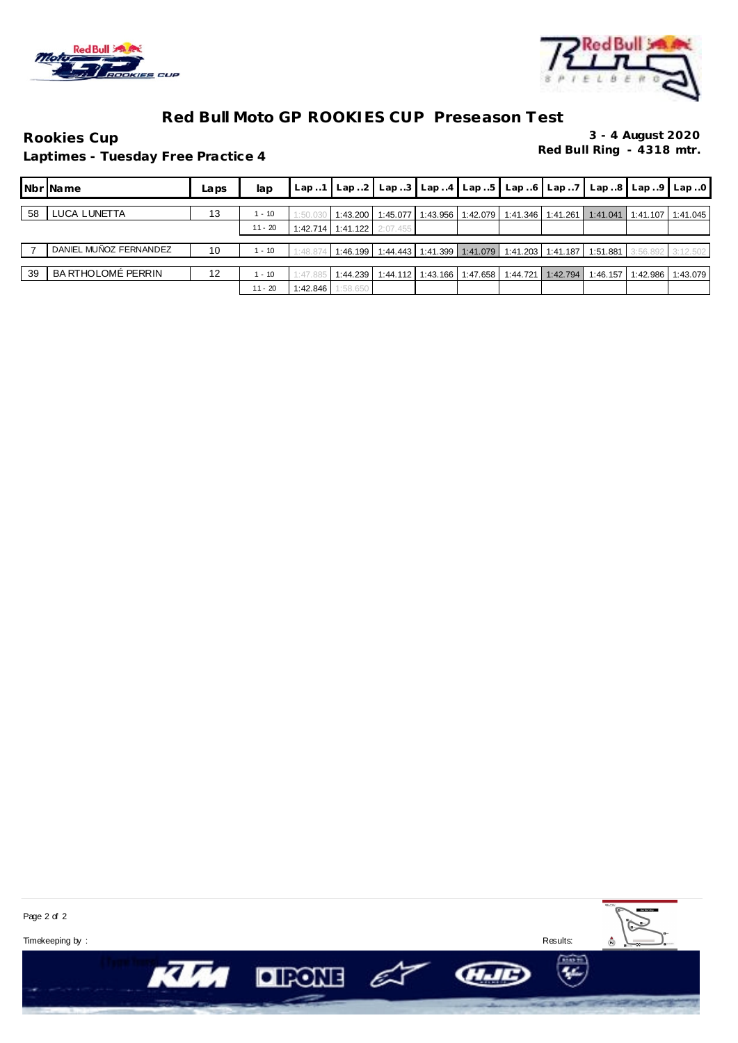## Red Bull Moto GP ROOKIES CUP Preseason Test

**Rookies Cup**

**Laptimes - Tuesday Free Practice 4**

**3 - 4 August 2020**

**Red Bull Ring - 4318 mtr.**

| Nbr | Name | Laps | lap | Lap ..1 | Lap ..2 | Lap ..3 | Lap ..4 | Lap ..5 | Lap ..6 | Lap ..7 | Lap ..8 | Lap ..9 | Lap ..0 |
|---|---|---|---|---|---|---|---|---|---|---|---|---|---|
| 58 | LUCA LUNETTA | 13 | 1 - 10 | 1:50.030 | 1:43.200 | 1:45.077 | 1:43.956 | 1:42.079 | 1:41.346 | 1:41.261 | 1:41.041 | 1:41.107 | 1:41.045 |
| | | | 11 - 20 | 1:42.714 | 1:41.122 | 2:07.455 | | | | | | | |
| 7 | DANIEL MUÑOZ FERNANDEZ | 10 | 1 - 10 | 1:48.874 | 1:46.199 | 1:44.443 | 1:41.399 | 1:41.079 | 1:41.203 | 1:41.187 | 1:51.881 | 3:56.892 | 3:12.502 |
| 39 | BARTHOLOMÉ PERRIN | 12 | 1 - 10 | 1:47.885 | 1:44.239 | 1:44.112 | 1:43.166 | 1:47.658 | 1:44.721 | 1:42.794 | 1:46.157 | 1:42.986 | 1:43.079 |
| | | | 11 - 20 | 1:42.846 | 1:58.650 | | | | | | | | |

Timekeeping by :

Results: